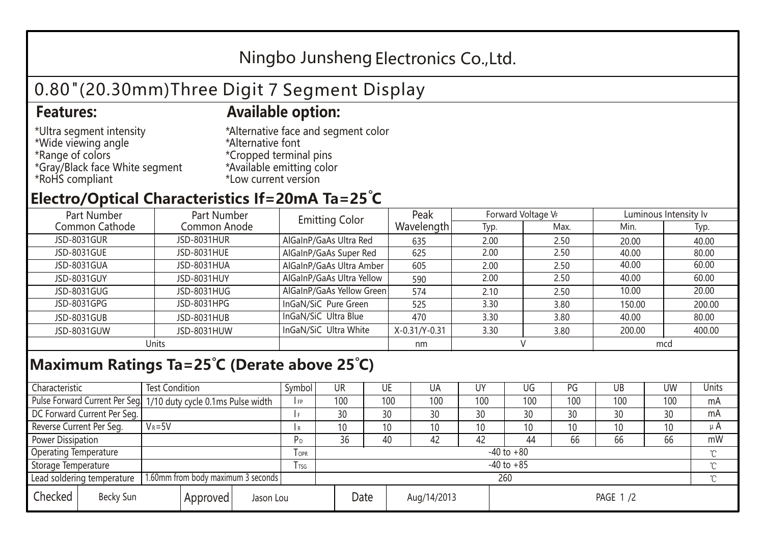# Ningbo Junsheng Electronics Co.,Ltd.

## 0.80"(20.30mm)Three Digit 7 Segment Display

**Features:**

*Ultra segment intensity
*Wide viewing angle
*Range of colors
*Gray/Black face White segment
*RoHS compliant

**Available option:**

*Alternative face and segment color
*Alternative font
*Cropped terminal pins
*Available emitting color
*Low current version

## Electro/Optical Characteristics If=20mA Ta=25°C

| Part Number Common Cathode | Part Number Common Anode | Emitting Color | Peak Wavelength | Forward Voltage $V_F$ | | Luminous Intensity Iv | |
|---|---|---|---|---|---|---|---|
| | | | | Typ. | Max. | Min. | Typ. |
| JSD-8031GUR | JSD-8031HUR | AlGaInP/GaAs Ultra Red | 635 | 2.00 | 2.50 | 20.00 | 40.00 |
| JSD-8031GUE | JSD-8031HUE | AlGaInP/GaAs Super Red | 625 | 2.00 | 2.50 | 40.00 | 80.00 |
| JSD-8031GUA | JSD-8031HUA | AlGaInP/GaAs Ultra Amber | 605 | 2.00 | 2.50 | 40.00 | 60.00 |
| JSD-8031GUY | JSD-8031HUY | AlGaInP/GaAs Ultra Yellow | 590 | 2.00 | 2.50 | 40.00 | 60.00 |
| JSD-8031GUG | JSD-8031HUG | AlGaInP/GaAs Yellow Green | 574 | 2.10 | 2.50 | 10.00 | 20.00 |
| JSD-8031GPG | JSD-8031HPG | InGaN/SiC Pure Green | 525 | 3.30 | 3.80 | 150.00 | 200.00 |
| JSD-8031GUB | JSD-8031HUB | InGaN/SiC Ultra Blue | 470 | 3.30 | 3.80 | 40.00 | 80.00 |
| JSD-8031GUW | JSD-8031HUW | InGaN/SiC Ultra White | X-0.31/Y-0.31 | 3.30 | 3.80 | 200.00 | 400.00 |
| Units | | | nm | V | | mcd | |

## Maximum Ratings Ta=25°C (Derate above 25°C)

| Characteristic | Test Condition | Symbol | UR | UE | UA | UY | UG | PG | UB | UW | Units |
|---|---|---|---|---|---|---|---|---|---|---|---|
| Pulse Forward Current Per Seg. | 1/10 duty cycle 0.1ms Pulse width | $I_{FP}$ | 100 | 100 | 100 | 100 | 100 | 100 | 100 | 100 | mA |
| DC Forward Current Per Seg. | | $I_F$ | 30 | 30 | 30 | 30 | 30 | 30 | 30 | 30 | mA |
| Reverse Current Per Seg. | $V_R$=5V | $I_R$ | 10 | 10 | 10 | 10 | 10 | 10 | 10 | 10 | μA |
| Power Dissipation | | $P_D$ | 36 | 40 | 42 | 42 | 44 | 66 | 66 | 66 | mW |
| Operating Temperature | | $T_{OPR}$ | -40 to +80 | | | | | | | | ℃ |
| Storage Temperature | | $T_{TSG}$ | -40 to +85 | | | | | | | | ℃ |
| Lead soldering temperature | 1.60mm from body maximum 3 seconds | | 260 | | | | | | | | ℃ |

| Checked | Becky Sun | Approved | Jason Lou | Date | Aug/14/2013 |
|---|---|---|---|---|---|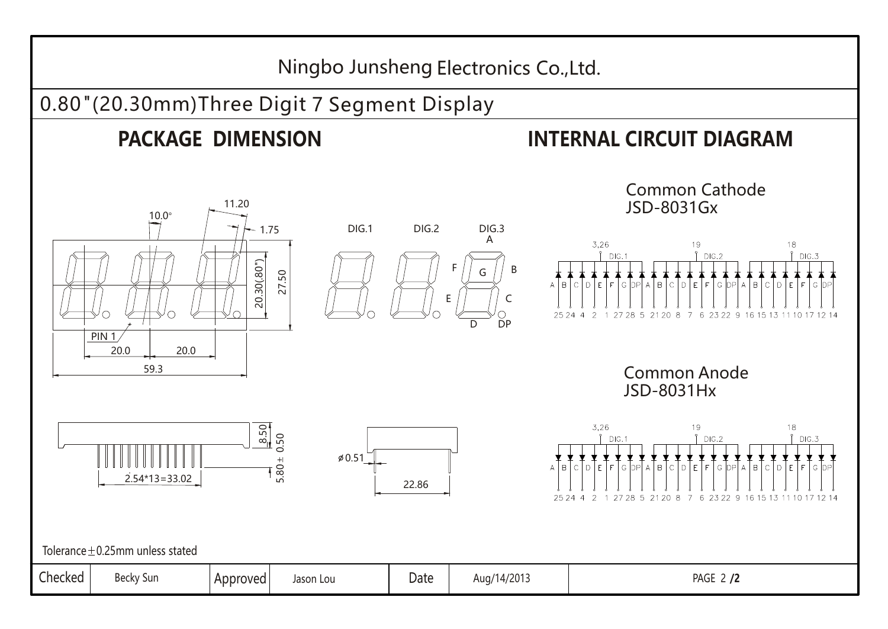# Ningbo Junsheng Electronics Co.,Ltd.

## 0.80"(20.30mm)Three Digit 7 Segment Display

### PACKAGE DIMENSION

11.20

10.0°

1.75

20.30(.80")

27.50

PIN 1

20.0

20.0

59.3

DIG.1

DIG.2

DIG.3

A

F

G

B

E

C

D

DP

8.50

5.80 ± 0.50

2.54*13=33.02

ø0.51

22.86

### INTERNAL CIRCUIT DIAGRAM

Common Cathode
JSD-8031Gx

3,26 DIG.1

19 DIG.2

18 DIG.3

A B C D E F G DP A B C D E F G DP A B C D E F G DP

25 24 4 2 1 27 28 5 21 20 8 7 6 23 22 9 16 15 13 11 10 17 12 14

Common Anode
JSD-8031Hx

3,26 DIG.1

19 DIG.2

18 DIG.3

A B C D E F G DP A B C D E F G DP A B C D E F G DP

25 24 4 2 1 27 28 5 21 20 8 7 6 23 22 9 16 15 13 11 10 17 12 14

Tolerance ± 0.25mm unless stated

| Checked | Becky Sun | Approved | Jason Lou | Date | Aug/14/2013 |
| --- | --- | --- | --- | --- | --- |